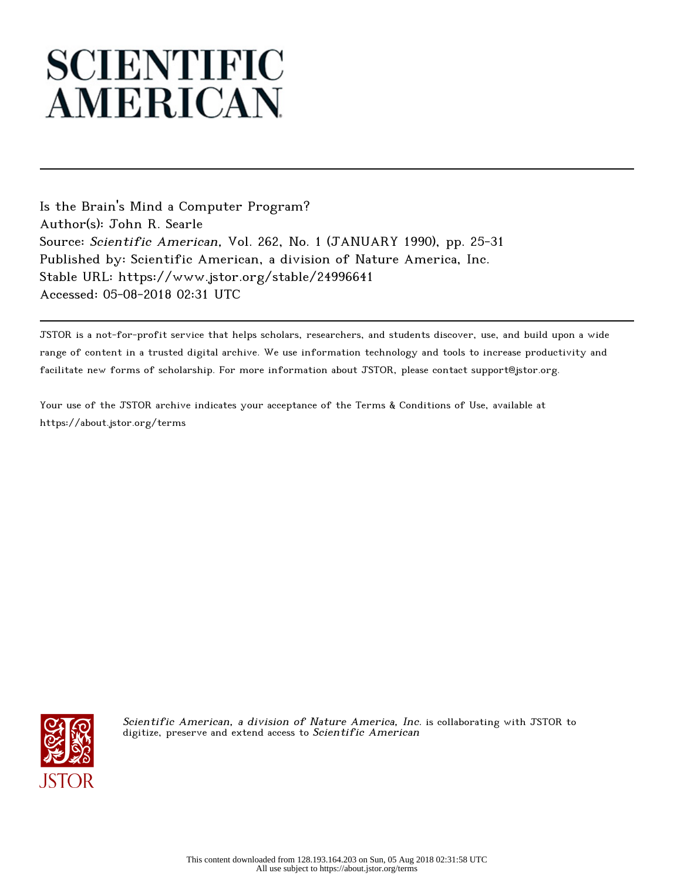# SCIENTIFIC AMERICAN

Is the Brain's Mind a Computer Program?
Author(s): John R. Searle
Source: *Scientific American*, Vol. 262, No. 1 (JANUARY 1990), pp. 25-31
Published by: Scientific American, a division of Nature America, Inc.
Stable URL: https://www.jstor.org/stable/24996641
Accessed: 05-08-2018 02:31 UTC

JSTOR is a not-for-profit service that helps scholars, researchers, and students discover, use, and build upon a wide range of content in a trusted digital archive. We use information technology and tools to increase productivity and facilitate new forms of scholarship. For more information about JSTOR, please contact support@jstor.org.

Your use of the JSTOR archive indicates your acceptance of the Terms & Conditions of Use, available at https://about.jstor.org/terms

*Scientific American, a division of Nature America, Inc.* is collaborating with JSTOR to digitize, preserve and extend access to *Scientific American*

This content downloaded from 128.193.164.203 on Sun, 05 Aug 2018 02:31:58 UTC
All use subject to https://about.jstor.org/terms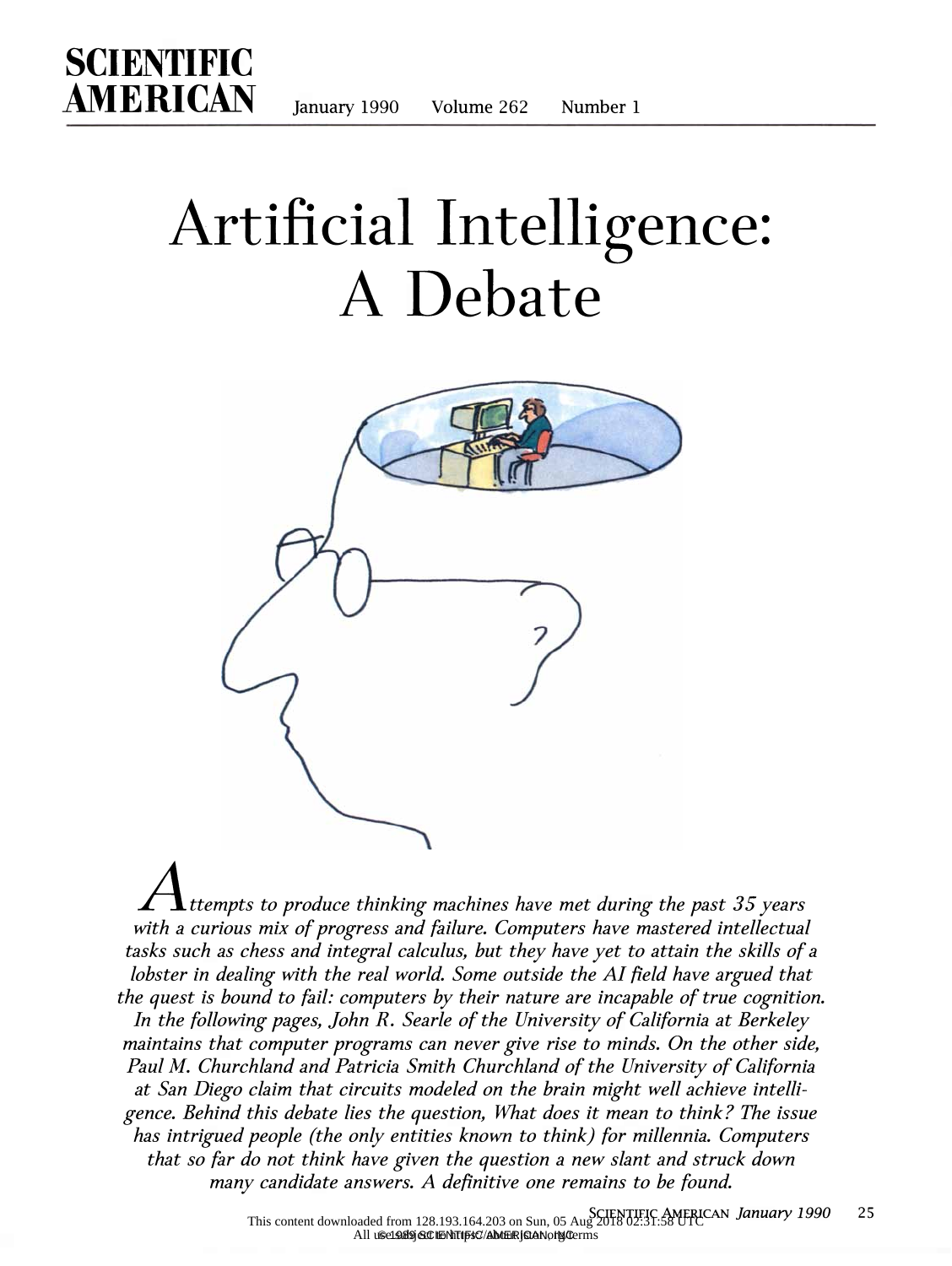# Artificial Intelligence: A Debate

*Attempts to produce thinking machines have met during the past 35 years with a curious mix of progress and failure. Computers have mastered intellectual tasks such as chess and integral calculus, but they have yet to attain the skills of a lobster in dealing with the real world. Some outside the AI field have argued that the quest is bound to fail: computers by their nature are incapable of true cognition. In the following pages, John R. Searle of the University of California at Berkeley maintains that computer programs can never give rise to minds. On the other side, Paul M. Churchland and Patricia Smith Churchland of the University of California at San Diego claim that circuits modeled on the brain might well achieve intelligence. Behind this debate lies the question, What does it mean to think? The issue has intrigued people (the only entities known to think) for millennia. Computers that so far do not think have given the question a new slant and struck down many candidate answers. A definitive one remains to be found.*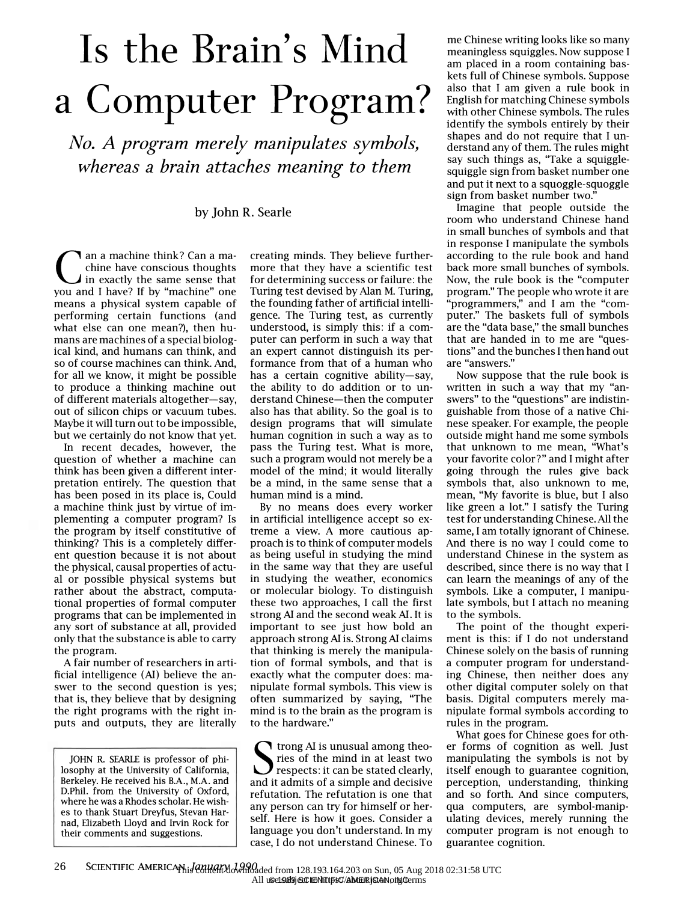# Is the Brain's Mind a Computer Program?

*No. A program merely manipulates symbols, whereas a brain attaches meaning to them*

by John R. Searle

Can a machine think? Can a machine have conscious thoughts in exactly the same sense that you and I have? If by "machine" one means a physical system capable of performing certain functions (and what else can one mean?), then humans are machines of a special biological kind, and humans can think, and so of course machines can think. And, for all we know, it might be possible to produce a thinking machine out of different materials altogether—say, out of silicon chips or vacuum tubes. Maybe it will turn out to be impossible, but we certainly do not know that yet.

In recent decades, however, the question of whether a machine can think has been given a different interpretation entirely. The question that has been posed in its place is, Could a machine think just by virtue of implementing a computer program? Is the program by itself constitutive of thinking? This is a completely different question because it is not about the physical, causal properties of actual or possible physical systems but rather about the abstract, computational properties of formal computer programs that can be implemented in any sort of substance at all, provided only that the substance is able to carry the program.

A fair number of researchers in artificial intelligence (AI) believe the answer to the second question is yes; that is, they believe that by designing the right programs with the right inputs and outputs, they are literally creating minds. They believe furthermore that they have a scientific test for determining success or failure: the Turing test devised by Alan M. Turing, the founding father of artificial intelligence. The Turing test, as currently understood, is simply this: if a computer can perform in such a way that an expert cannot distinguish its performance from that of a human who has a certain cognitive ability—say, the ability to do addition or to understand Chinese—then the computer also has that ability. So the goal is to design programs that will simulate human cognition in such a way as to pass the Turing test. What is more, such a program would not merely be a model of the mind; it would literally be a mind, in the same sense that a human mind is a mind.

By no means does every worker in artificial intelligence accept so extreme a view. A more cautious approach is to think of computer models as being useful in studying the mind in the same way that they are useful in studying the weather, economics or molecular biology. To distinguish these two approaches, I call the first strong AI and the second weak AI. It is important to see just how bold an approach strong AI is. Strong AI claims that thinking is merely the manipulation of formal symbols, and that is exactly what the computer does: manipulate formal symbols. This view is often summarized by saying, "The mind is to the brain as the program is to the hardware."

Strong AI is unusual among theories of the mind in at least two respects: it can be stated clearly, and it admits of a simple and decisive refutation. The refutation is one that any person can try for himself or herself. Here is how it goes. Consider a language you don't understand. In my case, I do not understand Chinese. To me Chinese writing looks like so many meaningless squiggles. Now suppose I am placed in a room containing baskets full of Chinese symbols. Suppose also that I am given a rule book in English for matching Chinese symbols with other Chinese symbols. The rules identify the symbols entirely by their shapes and do not require that I understand any of them. The rules might say such things as, "Take a squiggle-squiggle sign from basket number one and put it next to a squoggle-squoggle sign from basket number two."

Imagine that people outside the room who understand Chinese hand in small bunches of symbols and that in response I manipulate the symbols according to the rule book and hand back more small bunches of symbols. Now, the rule book is the "computer program." The people who wrote it are "programmers," and I am the "computer." The baskets full of symbols are the "data base," the small bunches that are handed in to me are "questions" and the bunches I then hand out are "answers."

Now suppose that the rule book is written in such a way that my "answers" to the "questions" are indistinguishable from those of a native Chinese speaker. For example, the people outside might hand me some symbols that unknown to me mean, "What's your favorite color?" and I might after going through the rules give back symbols that, also unknown to me, mean, "My favorite is blue, but I also like green a lot." I satisfy the Turing test for understanding Chinese. All the same, I am totally ignorant of Chinese. And there is no way I could come to understand Chinese in the system as described, since there is no way that I can learn the meanings of any of the symbols. Like a computer, I manipulate symbols, but I attach no meaning to the symbols.

The point of the thought experiment is this: if I do not understand Chinese solely on the basis of running a computer program for understanding Chinese, then neither does any other digital computer solely on that basis. Digital computers merely manipulate formal symbols according to rules in the program.

What goes for Chinese goes for other forms of cognition as well. Just manipulating the symbols is not by itself enough to guarantee cognition, perception, understanding, thinking and so forth. And since computers, qua computers, are symbol-manipulating devices, merely running the computer program is not enough to guarantee cognition.

JOHN R. SEARLE is professor of philosophy at the University of California, Berkeley. He received his B.A., M.A. and D.Phil. from the University of Oxford, where he was a Rhodes scholar. He wishes to thank Stuart Dreyfus, Stevan Harnad, Elizabeth Lloyd and Irvin Rock for their comments and suggestions.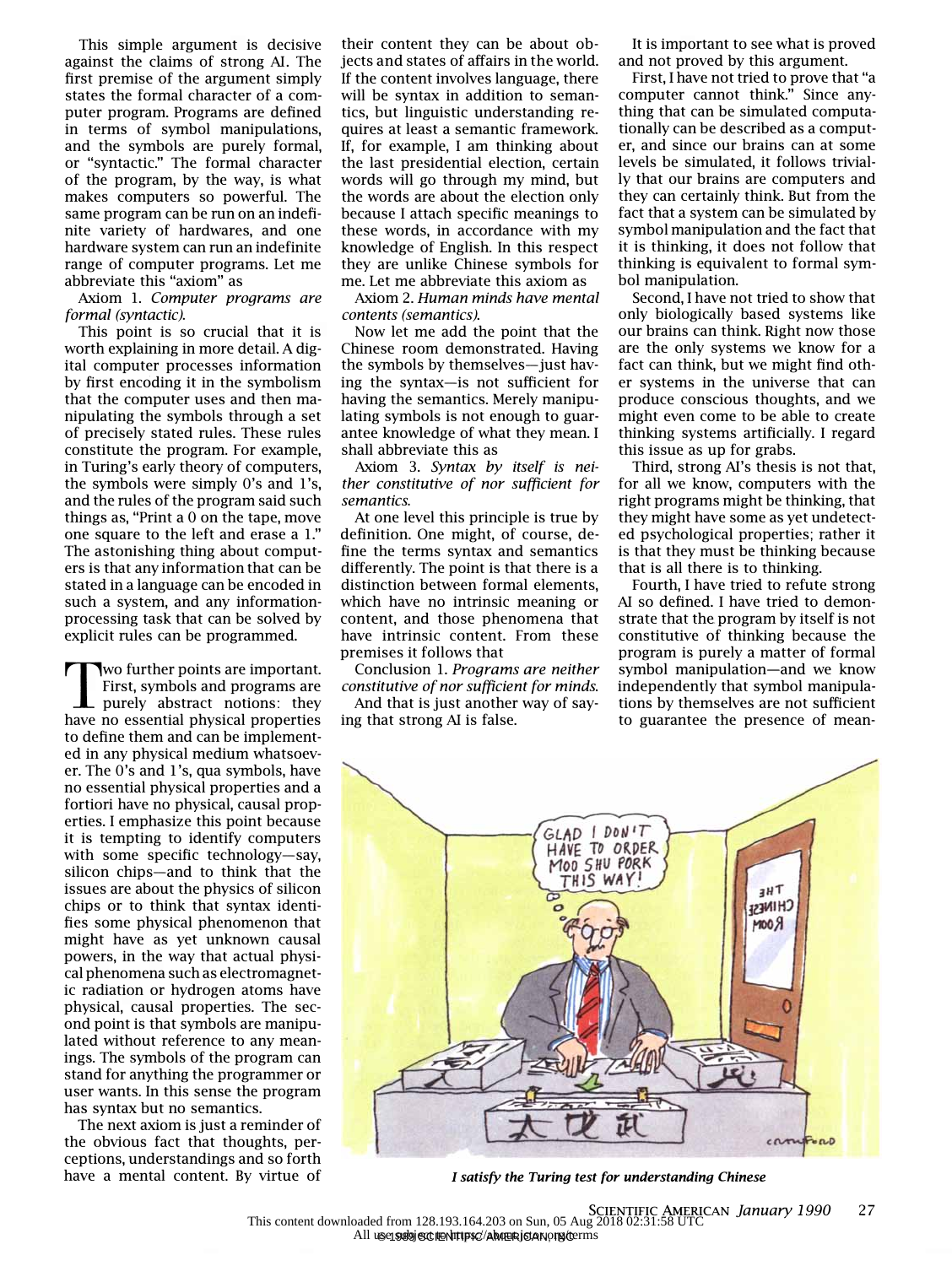This simple argument is decisive against the claims of strong AI. The first premise of the argument simply states the formal character of a computer program. Programs are defined in terms of symbol manipulations, and the symbols are purely formal, or "syntactic." The formal character of the program, by the way, is what makes computers so powerful. The same program can be run on an indefinite variety of hardwares, and one hardware system can run an indefinite range of computer programs. Let me abbreviate this "axiom" as

Axiom 1. *Computer programs are formal (syntactic).*

This point is so crucial that it is worth explaining in more detail. A digital computer processes information by first encoding it in the symbolism that the computer uses and then manipulating the symbols through a set of precisely stated rules. These rules constitute the program. For example, in Turing's early theory of computers, the symbols were simply 0's and 1's, and the rules of the program said such things as, "Print a 0 on the tape, move one square to the left and erase a 1." The astonishing thing about computers is that any information that can be stated in a language can be encoded in such a system, and any information-processing task that can be solved by explicit rules can be programmed.

Two further points are important. First, symbols and programs are purely abstract notions: they have no essential physical properties to define them and can be implemented in any physical medium whatsoever. The 0's and 1's, qua symbols, have no essential physical properties and a fortiori have no physical, causal properties. I emphasize this point because it is tempting to identify computers with some specific technology—say, silicon chips—and to think that the issues are about the physics of silicon chips or to think that syntax identifies some physical phenomenon that might have as yet unknown causal powers, in the way that actual physical phenomena such as electromagnetic radiation or hydrogen atoms have physical, causal properties. The second point is that symbols are manipulated without reference to any meanings. The symbols of the program can stand for anything the programmer or user wants. In this sense the program has syntax but no semantics.

The next axiom is just a reminder of the obvious fact that thoughts, perceptions, understandings and so forth have a mental content. By virtue of their content they can be about objects and states of affairs in the world. If the content involves language, there will be syntax in addition to semantics, but linguistic understanding requires at least a semantic framework. If, for example, I am thinking about the last presidential election, certain words will go through my mind, but the words are about the election only because I attach specific meanings to these words, in accordance with my knowledge of English. In this respect they are unlike Chinese symbols for me. Let me abbreviate this axiom as

Axiom 2. *Human minds have mental contents (semantics).*

Now let me add the point that the Chinese room demonstrated. Having the symbols by themselves—just having the syntax—is not sufficient for having the semantics. Merely manipulating symbols is not enough to guarantee knowledge of what they mean. I shall abbreviate this as

Axiom 3. *Syntax by itself is neither constitutive of nor sufficient for semantics.*

At one level this principle is true by definition. One might, of course, define the terms syntax and semantics differently. The point is that there is a distinction between formal elements, which have no intrinsic meaning or content, and those phenomena that have intrinsic content. From these premises it follows that

Conclusion 1. *Programs are neither constitutive of nor sufficient for minds.*

And that is just another way of saying that strong AI is false.

It is important to see what is proved and not proved by this argument.

First, I have not tried to prove that "a computer cannot think." Since anything that can be simulated computationally can be described as a computer, and since our brains can at some levels be simulated, it follows trivially that our brains are computers and they can certainly think. But from the fact that a system can be simulated by symbol manipulation and the fact that it is thinking, it does not follow that thinking is equivalent to formal symbol manipulation.

Second, I have not tried to show that only biologically based systems like our brains can think. Right now those are the only systems we know for a fact can think, but we might find other systems in the universe that can produce conscious thoughts, and we might even come to be able to create thinking systems artificially. I regard this issue as up for grabs.

Third, strong AI's thesis is not that, for all we know, computers with the right programs might be thinking, that they might have some as yet undetected psychological properties; rather it is that they must be thinking because that is all there is to thinking.

Fourth, I have tried to refute strong AI so defined. I have tried to demonstrate that the program by itself is not constitutive of thinking because the program is purely a matter of formal symbol manipulation—and we know independently that symbol manipulations by themselves are not sufficient to guarantee the presence of mean-

*I satisfy the Turing test for understanding Chinese*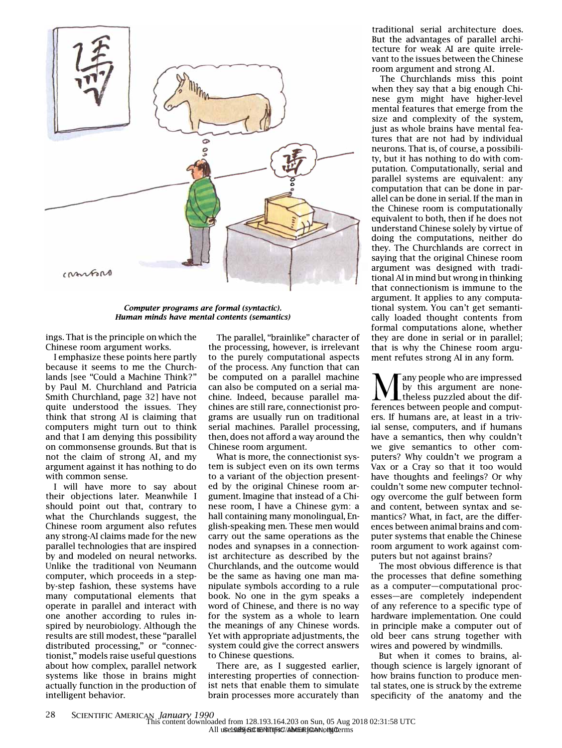*Computer programs are formal (syntactic). Human minds have mental contents (semantics)*

ings. That is the principle on which the Chinese room argument works.

I emphasize these points here partly because it seems to me the Churchlands [see "Could a Machine Think?" by Paul M. Churchland and Patricia Smith Churchland, page 32] have not quite understood the issues. They think that strong AI is claiming that computers might turn out to think and that I am denying this possibility on commonsense grounds. But that is not the claim of strong AI, and my argument against it has nothing to do with common sense.

I will have more to say about their objections later. Meanwhile I should point out that, contrary to what the Churchlands suggest, the Chinese room argument also refutes any strong-AI claims made for the new parallel technologies that are inspired by and modeled on neural networks. Unlike the traditional von Neumann computer, which proceeds in a step-by-step fashion, these systems have many computational elements that operate in parallel and interact with one another according to rules inspired by neurobiology. Although the results are still modest, these "parallel distributed processing," or "connectionist," models raise useful questions about how complex, parallel network systems like those in brains might actually function in the production of intelligent behavior.

The parallel, "brainlike" character of the processing, however, is irrelevant to the purely computational aspects of the process. Any function that can be computed on a parallel machine can also be computed on a serial machine. Indeed, because parallel machines are still rare, connectionist programs are usually run on traditional serial machines. Parallel processing, then, does not afford a way around the Chinese room argument.

What is more, the connectionist system is subject even on its own terms to a variant of the objection presented by the original Chinese room argument. Imagine that instead of a Chinese room, I have a Chinese gym: a hall containing many monolingual, English-speaking men. These men would carry out the same operations as the nodes and synapses in a connectionist architecture as described by the Churchlands, and the outcome would be the same as having one man manipulate symbols according to a rule book. No one in the gym speaks a word of Chinese, and there is no way for the system as a whole to learn the meanings of any Chinese words. Yet with appropriate adjustments, the system could give the correct answers to Chinese questions.

There are, as I suggested earlier, interesting properties of connectionist nets that enable them to simulate brain processes more accurately than traditional serial architecture does. But the advantages of parallel architecture for weak AI are quite irrelevant to the issues between the Chinese room argument and strong AI.

The Churchlands miss this point when they say that a big enough Chinese gym might have higher-level mental features that emerge from the size and complexity of the system, just as whole brains have mental features that are not had by individual neurons. That is, of course, a possibility, but it has nothing to do with computation. Computationally, serial and parallel systems are equivalent: any computation that can be done in parallel can be done in serial. If the man in the Chinese room is computationally equivalent to both, then if he does not understand Chinese solely by virtue of doing the computations, neither do they. The Churchlands are correct in saying that the original Chinese room argument was designed with traditional AI in mind but wrong in thinking that connectionism is immune to the argument. It applies to any computational system. You can't get semantically loaded thought contents from formal computations alone, whether they are done in serial or in parallel; that is why the Chinese room argument refutes strong AI in any form.

Many people who are impressed by this argument are nonetheless puzzled about the differences between people and computers. If humans are, at least in a trivial sense, computers, and if humans have a semantics, then why couldn't we give semantics to other computers? Why couldn't we program a Vax or a Cray so that it too would have thoughts and feelings? Or why couldn't some new computer technology overcome the gulf between form and content, between syntax and semantics? What, in fact, are the differences between animal brains and computer systems that enable the Chinese room argument to work against computers but not against brains?

The most obvious difference is that the processes that define something as a computer—computational processes—are completely independent of any reference to a specific type of hardware implementation. One could in principle make a computer out of old beer cans strung together with wires and powered by windmills.

But when it comes to brains, although science is largely ignorant of how brains function to produce mental states, one is struck by the extreme specificity of the anatomy and the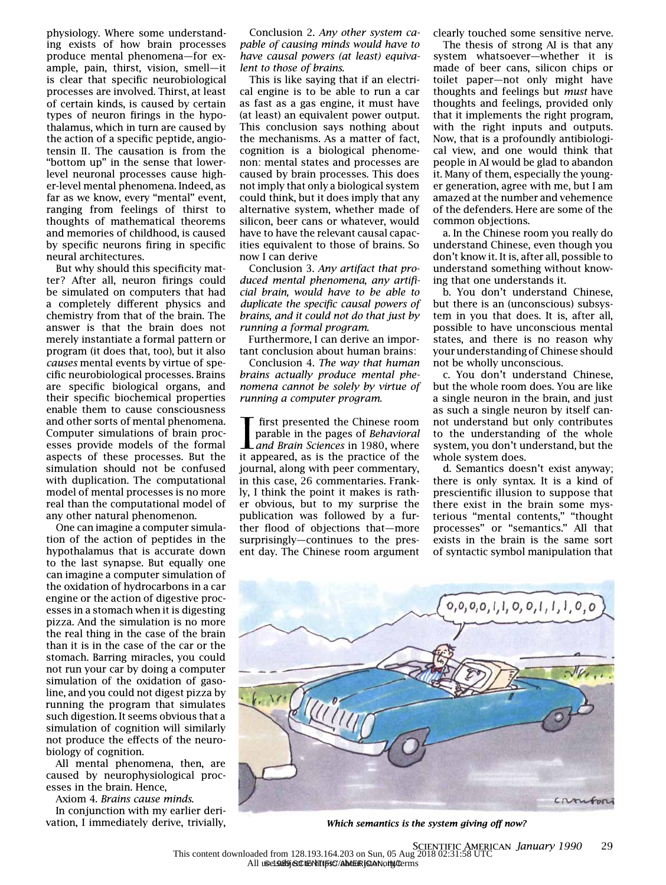physiology. Where some understanding exists of how brain processes produce mental phenomena—for example, pain, thirst, vision, smell—it is clear that specific neurobiological processes are involved. Thirst, at least of certain kinds, is caused by certain types of neuron firings in the hypothalamus, which in turn are caused by the action of a specific peptide, angiotensin II. The causation is from the "bottom up" in the sense that lower-level neuronal processes cause higher-level mental phenomena. Indeed, as far as we know, every "mental" event, ranging from feelings of thirst to thoughts of mathematical theorems and memories of childhood, is caused by specific neurons firing in specific neural architectures.

But why should this specificity matter? After all, neuron firings could be simulated on computers that had a completely different physics and chemistry from that of the brain. The answer is that the brain does not merely instantiate a formal pattern or program (it does that, too), but it also *causes* mental events by virtue of specific neurobiological processes. Brains are specific biological organs, and their specific biochemical properties enable them to cause consciousness and other sorts of mental phenomena. Computer simulations of brain processes provide models of the formal aspects of these processes. But the simulation should not be confused with duplication. The computational model of mental processes is no more real than the computational model of any other natural phenomenon.

One can imagine a computer simulation of the action of peptides in the hypothalamus that is accurate down to the last synapse. But equally one can imagine a computer simulation of the oxidation of hydrocarbons in a car engine or the action of digestive processes in a stomach when it is digesting pizza. And the simulation is no more the real thing in the case of the brain than it is in the case of the car or the stomach. Barring miracles, you could not run your car by doing a computer simulation of the oxidation of gasoline, and you could not digest pizza by running the program that simulates such digestion. It seems obvious that a simulation of cognition will similarly not produce the effects of the neurobiology of cognition.

All mental phenomena, then, are caused by neurophysiological processes in the brain. Hence,

Axiom 4. *Brains cause minds.*

In conjunction with my earlier derivation, I immediately derive, trivially,

Conclusion 2. *Any other system capable of causing minds would have to have causal powers (at least) equivalent to those of brains.*

This is like saying that if an electrical engine is to be able to run a car as fast as a gas engine, it must have (at least) an equivalent power output. This conclusion says nothing about the mechanisms. As a matter of fact, cognition is a biological phenomenon: mental states and processes are caused by brain processes. This does not imply that only a biological system could think, but it does imply that any alternative system, whether made of silicon, beer cans or whatever, would have to have the relevant causal capacities equivalent to those of brains. So now I can derive

Conclusion 3. *Any artifact that produced mental phenomena, any artificial brain, would have to be able to duplicate the specific causal powers of brains, and it could not do that just by running a formal program.*

Furthermore, I can derive an important conclusion about human brains:

Conclusion 4. *The way that human brains actually produce mental phenomena cannot be solely by virtue of running a computer program.*

I first presented the Chinese room parable in the pages of *Behavioral and Brain Sciences* in 1980, where it appeared, as is the practice of the journal, along with peer commentary, in this case, 26 commentaries. Frankly, I think the point it makes is rather obvious, but to my surprise the publication was followed by a further flood of objections that—more surprisingly—continues to the present day. The Chinese room argument clearly touched some sensitive nerve.

The thesis of strong AI is that any system whatsoever—whether it is made of beer cans, silicon chips or toilet paper—not only might have thoughts and feelings but *must* have thoughts and feelings, provided only that it implements the right program, with the right inputs and outputs. Now, that is a profoundly antibiological view, and one would think that people in AI would be glad to abandon it. Many of them, especially the younger generation, agree with me, but I am amazed at the number and vehemence of the defenders. Here are some of the common objections.

a. In the Chinese room you really do understand Chinese, even though you don't know it. It is, after all, possible to understand something without knowing that one understands it.

b. You don't understand Chinese, but there is an (unconscious) subsystem in you that does. It is, after all, possible to have unconscious mental states, and there is no reason why your understanding of Chinese should not be wholly unconscious.

c. You don't understand Chinese, but the whole room does. You are like a single neuron in the brain, and just as such a single neuron by itself cannot understand but only contributes to the understanding of the whole system, you don't understand, but the whole system does.

d. Semantics doesn't exist anyway; there is only syntax. It is a kind of prescientific illusion to suppose that there exist in the brain some mysterious "mental contents," "thought processes" or "semantics." All that exists in the brain is the same sort of syntactic symbol manipulation that

***Which semantics is the system giving off now?***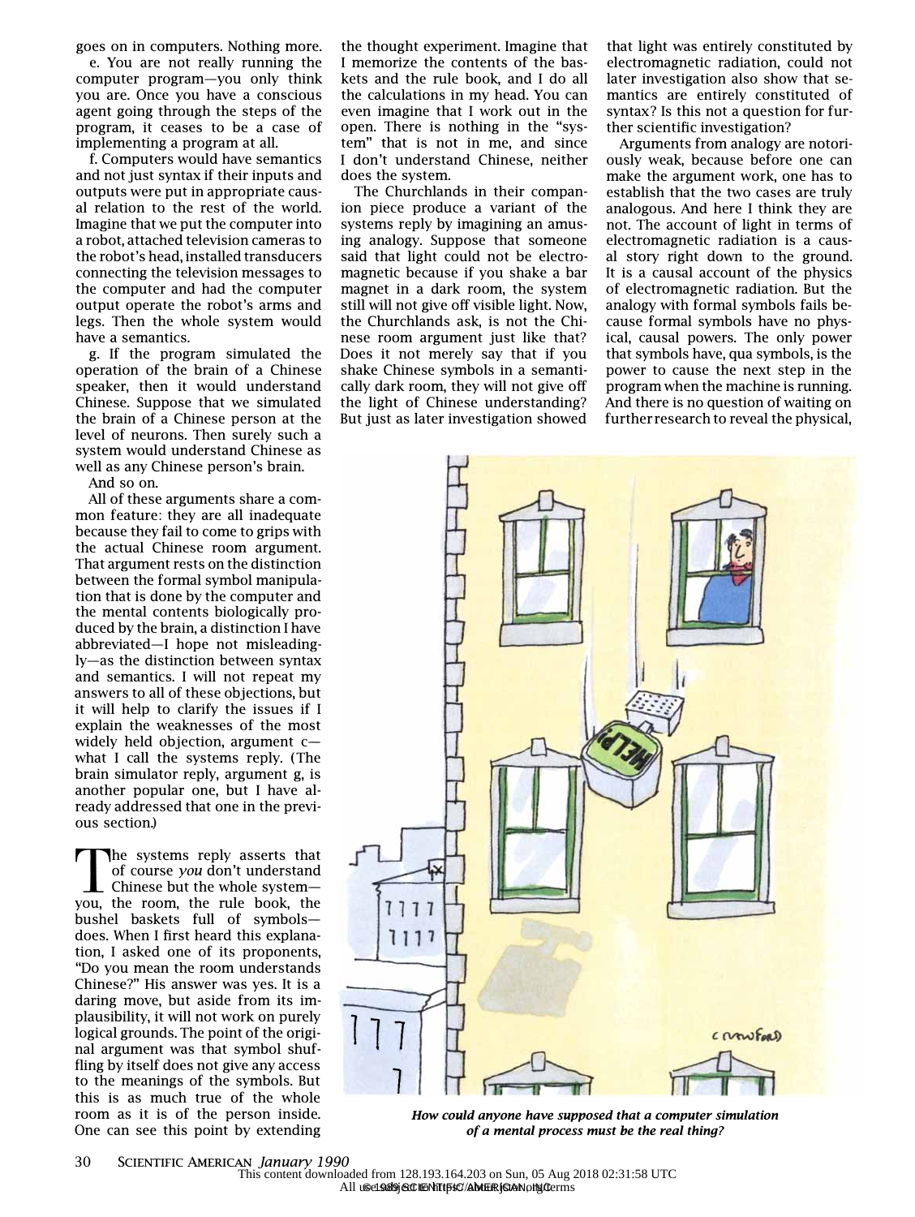goes on in computers. Nothing more.

e. You are not really running the computer program—you only think you are. Once you have a conscious agent going through the steps of the program, it ceases to be a case of implementing a program at all.

f. Computers would have semantics and not just syntax if their inputs and outputs were put in appropriate causal relation to the rest of the world. Imagine that we put the computer into a robot, attached television cameras to the robot's head, installed transducers connecting the television messages to the computer and had the computer output operate the robot's arms and legs. Then the whole system would have a semantics.

g. If the program simulated the operation of the brain of a Chinese speaker, then it would understand Chinese. Suppose that we simulated the brain of a Chinese person at the level of neurons. Then surely such a system would understand Chinese as well as any Chinese person's brain.

And so on.

All of these arguments share a common feature: they are all inadequate because they fail to come to grips with the actual Chinese room argument. That argument rests on the distinction between the formal symbol manipulation that is done by the computer and the mental contents biologically produced by the brain, a distinction I have abbreviated—I hope not misleadingly—as the distinction between syntax and semantics. I will not repeat my answers to all of these objections, but it will help to clarify the issues if I explain the weaknesses of the most widely held objection, argument c—what I call the systems reply. (The brain simulator reply, argument g, is another popular one, but I have already addressed that one in the previous section.)

The systems reply asserts that of course *you* don't understand Chinese but the whole system—you, the room, the rule book, the bushel baskets full of symbols—does. When I first heard this explanation, I asked one of its proponents, "Do you mean the room understands Chinese?" His answer was yes. It is a daring move, but aside from its implausibility, it will not work on purely logical grounds. The point of the original argument was that symbol shuffling by itself does not give any access to the meanings of the symbols. But this is as much true of the whole room as it is of the person inside. One can see this point by extending the thought experiment. Imagine that I memorize the contents of the baskets and the rule book, and I do all the calculations in my head. You can even imagine that I work out in the open. There is nothing in the "system" that is not in me, and since I don't understand Chinese, neither does the system.

The Churchlands in their companion piece produce a variant of the systems reply by imagining an amusing analogy. Suppose that someone said that light could not be electromagnetic because if you shake a bar magnet in a dark room, the system still will not give off visible light. Now, the Churchlands ask, is not the Chinese room argument just like that? Does it not merely say that if you shake Chinese symbols in a semantically dark room, they will not give off the light of Chinese understanding? But just as later investigation showed that light was entirely constituted by electromagnetic radiation, could not later investigation also show that semantics are entirely constituted of syntax? Is this not a question for further scientific investigation?

Arguments from analogy are notoriously weak, because before one can make the argument work, one has to establish that the two cases are truly analogous. And here I think they are not. The account of light in terms of electromagnetic radiation is a causal story right down to the ground. It is a causal account of the physics of electromagnetic radiation. But the analogy with formal symbols fails because formal symbols have no physical, causal powers. The only power that symbols have, qua symbols, is the power to cause the next step in the program when the machine is running. And there is no question of waiting on further research to reveal the physical,

***How could anyone have supposed that a computer simulation of a mental process must be the real thing?***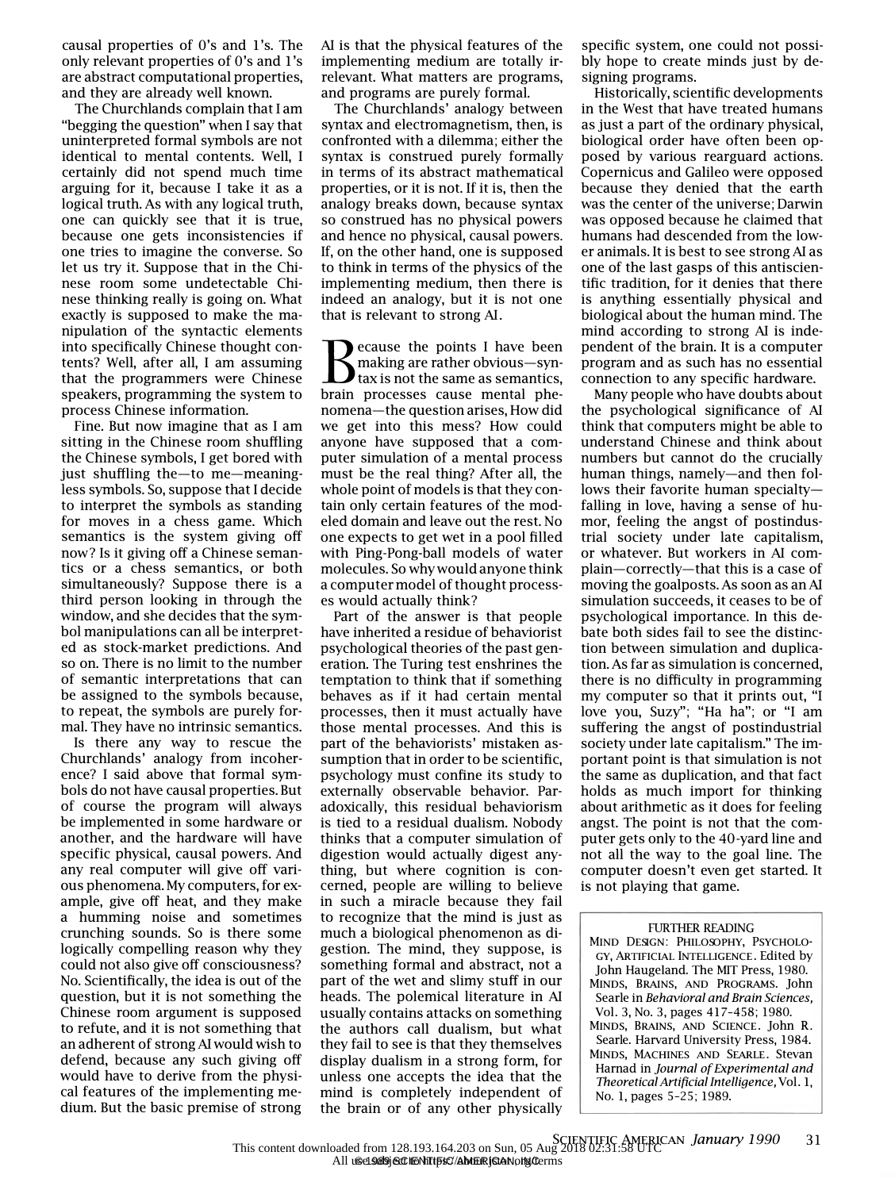causal properties of 0's and 1's. The only relevant properties of 0's and 1's are abstract computational properties, and they are already well known.

The Churchlands complain that I am "begging the question" when I say that uninterpreted formal symbols are not identical to mental contents. Well, I certainly did not spend much time arguing for it, because I take it as a logical truth. As with any logical truth, one can quickly see that it is true, because one gets inconsistencies if one tries to imagine the converse. So let us try it. Suppose that in the Chinese room some undetectable Chinese thinking really is going on. What exactly is supposed to make the manipulation of the syntactic elements into specifically Chinese thought contents? Well, after all, I am assuming that the programmers were Chinese speakers, programming the system to process Chinese information.

Fine. But now imagine that as I am sitting in the Chinese room shuffling the Chinese symbols, I get bored with just shuffling the—to me—meaningless symbols. So, suppose that I decide to interpret the symbols as standing for moves in a chess game. Which semantics is the system giving off now? Is it giving off a Chinese semantics or a chess semantics, or both simultaneously? Suppose there is a third person looking in through the window, and she decides that the symbol manipulations can all be interpreted as stock-market predictions. And so on. There is no limit to the number of semantic interpretations that can be assigned to the symbols because, to repeat, the symbols are purely formal. They have no intrinsic semantics.

Is there any way to rescue the Churchlands' analogy from incoherence? I said above that formal symbols do not have causal properties. But of course the program will always be implemented in some hardware or another, and the hardware will have specific physical, causal powers. And any real computer will give off various phenomena. My computers, for example, give off heat, and they make a humming noise and sometimes crunching sounds. So is there some logically compelling reason why they could not also give off consciousness? No. Scientifically, the idea is out of the question, but it is not something the Chinese room argument is supposed to refute, and it is not something that an adherent of strong AI would wish to defend, because any such giving off would have to derive from the physical features of the implementing medium. But the basic premise of strong AI is that the physical features of the implementing medium are totally irrelevant. What matters are programs, and programs are purely formal.

The Churchlands' analogy between syntax and electromagnetism, then, is confronted with a dilemma; either the syntax is construed purely formally in terms of its abstract mathematical properties, or it is not. If it is, then the analogy breaks down, because syntax so construed has no physical powers and hence no physical, causal powers. If, on the other hand, one is supposed to think in terms of the physics of the implementing medium, then there is indeed an analogy, but it is not one that is relevant to strong AI.

Because the points I have been making are rather obvious—syntax is not the same as semantics, brain processes cause mental phenomena—the question arises, How did we get into this mess? How could anyone have supposed that a computer simulation of a mental process must be the real thing? After all, the whole point of models is that they contain only certain features of the modeled domain and leave out the rest. No one expects to get wet in a pool filled with Ping-Pong-ball models of water molecules. So why would anyone think a computer model of thought processes would actually think?

Part of the answer is that people have inherited a residue of behaviorist psychological theories of the past generation. The Turing test enshrines the temptation to think that if something behaves as if it had certain mental processes, then it must actually have those mental processes. And this is part of the behaviorists' mistaken assumption that in order to be scientific, psychology must confine its study to externally observable behavior. Paradoxically, this residual behaviorism is tied to a residual dualism. Nobody thinks that a computer simulation of digestion would actually digest anything, but where cognition is concerned, people are willing to believe in such a miracle because they fail to recognize that the mind is just as much a biological phenomenon as digestion. The mind, they suppose, is something formal and abstract, not a part of the wet and slimy stuff in our heads. The polemical literature in AI usually contains attacks on something the authors call dualism, but what they fail to see is that they themselves display dualism in a strong form, for unless one accepts the idea that the mind is completely independent of the brain or of any other physically specific system, one could not possibly hope to create minds just by designing programs.

Historically, scientific developments in the West that have treated humans as just a part of the ordinary physical, biological order have often been opposed by various rearguard actions. Copernicus and Galileo were opposed because they denied that the earth was the center of the universe; Darwin was opposed because he claimed that humans had descended from the lower animals. It is best to see strong AI as one of the last gasps of this antiscientific tradition, for it denies that there is anything essentially physical and biological about the human mind. The mind according to strong AI is independent of the brain. It is a computer program and as such has no essential connection to any specific hardware.

Many people who have doubts about the psychological significance of AI think that computers might be able to understand Chinese and think about numbers but cannot do the crucially human things, namely—and then follows their favorite human specialty—falling in love, having a sense of humor, feeling the angst of postindustrial society under late capitalism, or whatever. But workers in AI complain—correctly—that this is a case of moving the goalposts. As soon as an AI simulation succeeds, it ceases to be of psychological importance. In this debate both sides fail to see the distinction between simulation and duplication. As far as simulation is concerned, there is no difficulty in programming my computer so that it prints out, "I love you, Suzy"; "Ha ha"; or "I am suffering the angst of postindustrial society under late capitalism." The important point is that simulation is not the same as duplication, and that fact holds as much import for thinking about arithmetic as it does for feeling angst. The point is not that the computer gets only to the 40-yard line and not all the way to the goal line. The computer doesn't even get started. It is not playing that game.

## FURTHER READING

MIND DESIGN: PHILOSOPHY, PSYCHOLOGY, ARTIFICIAL INTELLIGENCE. Edited by John Haugeland. The MIT Press, 1980.

MINDS, BRAINS, AND PROGRAMS. John Searle in *Behavioral and Brain Sciences,* Vol. 3, No. 3, pages 417–458; 1980.

MINDS, BRAINS, AND SCIENCE. John R. Searle. Harvard University Press, 1984.

MINDS, MACHINES AND SEARLE. Stevan Harnad in *Journal of Experimental and Theoretical Artificial Intelligence,* Vol. 1, No. 1, pages 5–25; 1989.